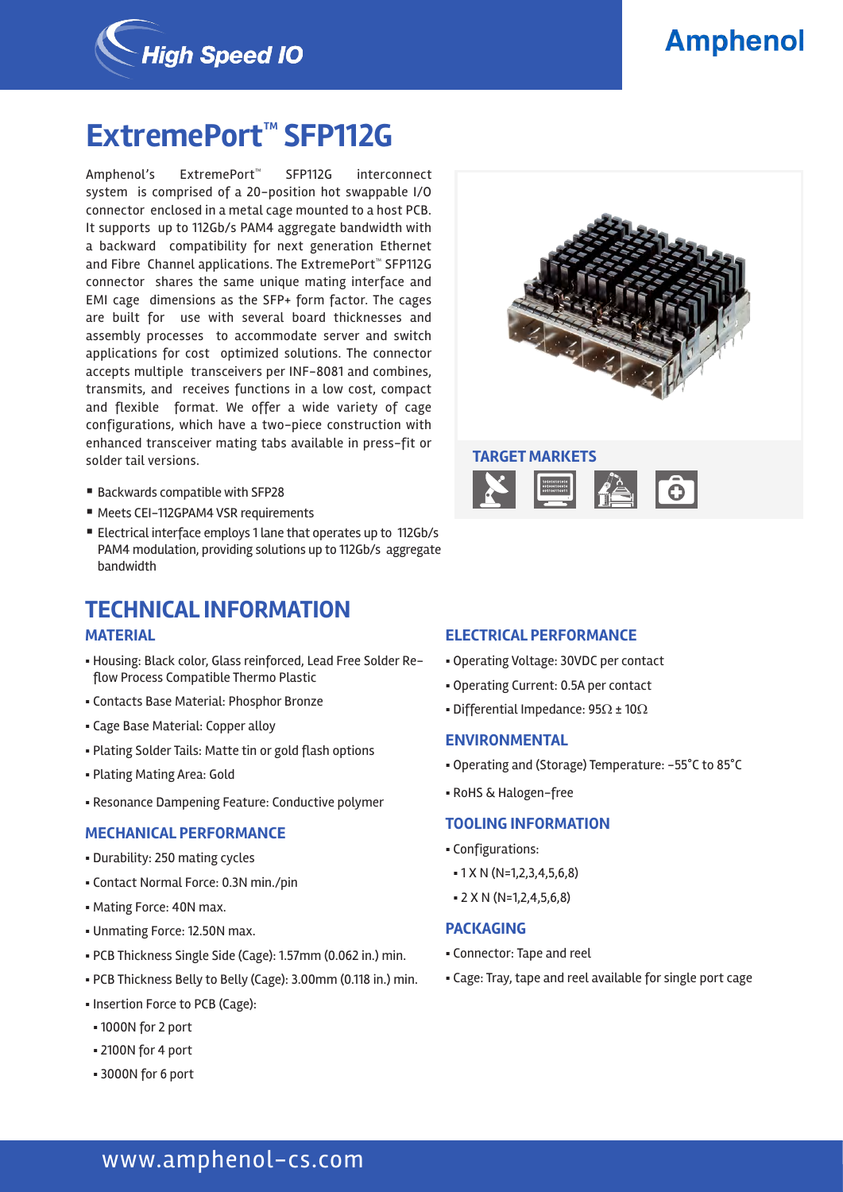High Speed IO

Amphenol

# ExtremePort™ SFP112G

Amphenol's ExtremePort™ SFP112G interconnect system is comprised of a 20-position hot swappable I/O connector enclosed in a metal cage mounted to a host PCB. It supports up to 112Gb/s PAM4 aggregate bandwidth with a backward compatibility for next generation Ethernet and Fibre Channel applications. The ExtremePort™ SFP112G connector shares the same unique mating interface and EMI cage dimensions as the SFP+ form factor. The cages are built for use with several board thicknesses and assembly processes to accommodate server and switch applications for cost optimized solutions. The connector accepts multiple transceivers per INF-8081 and combines, transmits, and receives functions in a low cost, compact and flexible format. We offer a wide variety of cage configurations, which have a two-piece construction with enhanced transceiver mating tabs available in press-fit or solder tail versions.

- Backwards compatible with SFP28
- Meets CEI-112GPAM4 VSR requirements
- Electrical interface employs 1 lane that operates up to 112Gb/s PAM4 modulation, providing solutions up to 112Gb/s aggregate bandwidth

### TARGET MARKETS

## TECHNICAL INFORMATION

### MATERIAL

- Housing: Black color, Glass reinforced, Lead Free Solder Re-flow Process Compatible Thermo Plastic
- Contacts Base Material: Phosphor Bronze
- Cage Base Material: Copper alloy
- Plating Solder Tails: Matte tin or gold flash options
- Plating Mating Area: Gold
- Resonance Dampening Feature: Conductive polymer

### MECHANICAL PERFORMANCE

- Durability: 250 mating cycles
- Contact Normal Force: 0.3N min./pin
- Mating Force: 40N max.
- Unmating Force: 12.50N max.
- PCB Thickness Single Side (Cage): 1.57mm (0.062 in.) min.
- PCB Thickness Belly to Belly (Cage): 3.00mm (0.118 in.) min.
- Insertion Force to PCB (Cage):
  - 1000N for 2 port
  - 2100N for 4 port
  - 3000N for 6 port

### ELECTRICAL PERFORMANCE

- Operating Voltage: 30VDC per contact
- Operating Current: 0.5A per contact
- Differential Impedance: 95Ω ± 10Ω

### ENVIRONMENTAL

- Operating and (Storage) Temperature: -55°C to 85°C
- RoHS & Halogen-free

### TOOLING INFORMATION

- Configurations:
  - 1 X N (N=1,2,3,4,5,6,8)
  - 2 X N (N=1,2,4,5,6,8)

### PACKAGING

- Connector: Tape and reel
- Cage: Tray, tape and reel available for single port cage

www.amphenol-cs.com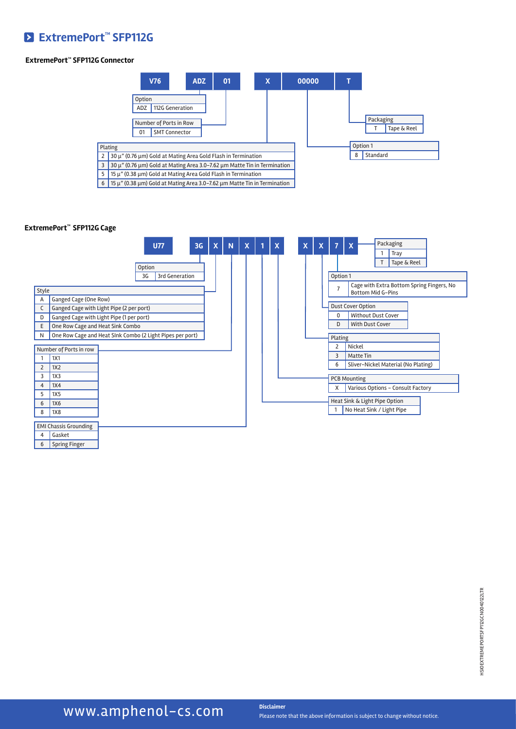# ExtremePort™ SFP112G

## ExtremePort™ SFP112G Connector

V76 | ADZ | 01 | X | 00000 | T

| Option | |
|---|---|
| ADZ | 112G Generation |

| Number of Ports in Row | |
|---|---|
| 01 | SMT Connector |

| Plating | |
|---|---|
| 2 | 30 µ" (0.76 µm) Gold at Mating Area Gold Flash in Termination |
| 3 | 30 µ" (0.76 µm) Gold at Mating Area 3.0–7.62 µm Matte Tin in Termination |
| 5 | 15 µ" (0.38 µm) Gold at Mating Area Gold Flash in Termination |
| 6 | 15 µ" (0.38 µm) Gold at Mating Area 3.0–7.62 µm Matte Tin in Termination |

| Option 1 | |
|---|---|
| 8 | Standard |

| Packaging | |
|---|---|
| T | Tape & Reel |

## ExtremePort™ SFP112G Cage

U77 | 3G | X | N | X | 1 | X | X | X | 7 | X

| Option | |
|---|---|
| 3G | 3rd Generation |

| Style | |
|---|---|
| A | Ganged Cage (One Row) |
| C | Ganged Cage with Light Pipe (2 per port) |
| D | Ganged Cage with Light Pipe (1 per port) |
| E | One Row Cage and Heat Sink Combo |
| N | One Row Cage and Heat SInk Combo (2 Light Pipes per port) |

| Number of Ports in row | |
|---|---|
| 1 | 1X1 |
| 2 | 1X2 |
| 3 | 1X3 |
| 4 | 1X4 |
| 5 | 1X5 |
| 6 | 1X6 |
| 8 | 1X8 |

| EMI Chassis Grounding | |
|---|---|
| 4 | Gasket |
| 6 | Spring Finger |

| Heat Sink & Light Pipe Option | |
|---|---|
| 1 | No Heat Sink / Light Pipe |

| PCB Mounting | |
|---|---|
| X | Various Options – Consult Factory |

| Plating | |
|---|---|
| 2 | Nickel |
| 3 | Matte Tin |
| 6 | Sliver-Nickel Material (No Plating) |

| Dust Cover Option | |
|---|---|
| 0 | Without Dust Cover |
| D | With Dust Cover |

| Option 1 | |
|---|---|
| 7 | Cage with Extra Bottom Spring Fingers, No Bottom Mid G-Pins |

| Packaging | |
|---|---|
| 1 | Tray |
| T | Tape & Reel |

HSIOEXTREMEPORTSFP112GCN004012 2LTR

www.amphenol-cs.com

**Disclaimer**
Please note that the above information is subject to change without notice.